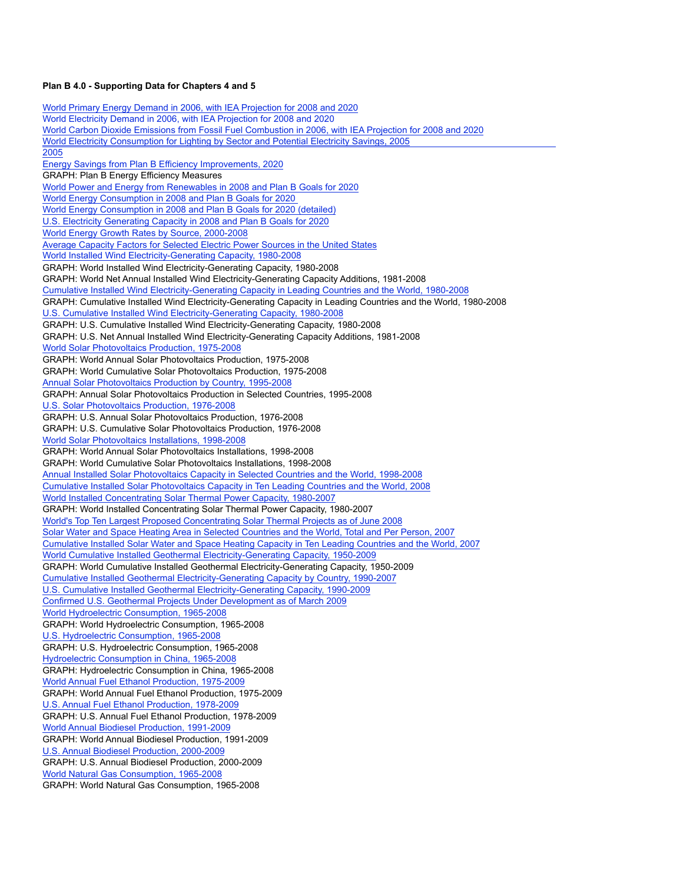**Plan B 4.0 - Supporting Data for Chapters 4 and 5**

World Primary Energy Demand in 2006, with IEA Projection for 2008 and 2020
World Electricity Demand in 2006, with IEA Projection for 2008 and 2020
World Carbon Dioxide Emissions from Fossil Fuel Combustion in 2006, with IEA Projection for 2008 and 2020
World Electricity Consumption for Lighting by Sector and Potential Electricity Savings, 2005
2005
Energy Savings from Plan B Efficiency Improvements, 2020
GRAPH: Plan B Energy Efficiency Measures
World Power and Energy from Renewables in 2008 and Plan B Goals for 2020
World Energy Consumption in 2008 and Plan B Goals for 2020
World Energy Consumption in 2008 and Plan B Goals for 2020 (detailed)
U.S. Electricity Generating Capacity in 2008 and Plan B Goals for 2020
World Energy Growth Rates by Source, 2000-2008
Average Capacity Factors for Selected Electric Power Sources in the United States
World Installed Wind Electricity-Generating Capacity, 1980-2008
GRAPH: World Installed Wind Electricity-Generating Capacity, 1980-2008
GRAPH: World Net Annual Installed Wind Electricity-Generating Capacity Additions, 1981-2008
Cumulative Installed Wind Electricity-Generating Capacity in Leading Countries and the World, 1980-2008
GRAPH: Cumulative Installed Wind Electricity-Generating Capacity in Leading Countries and the World, 1980-2008
U.S. Cumulative Installed Wind Electricity-Generating Capacity, 1980-2008
GRAPH: U.S. Cumulative Installed Wind Electricity-Generating Capacity, 1980-2008
GRAPH: U.S. Net Annual Installed Wind Electricity-Generating Capacity Additions, 1981-2008
World Solar Photovoltaics Production, 1975-2008
GRAPH: World Annual Solar Photovoltaics Production, 1975-2008
GRAPH: World Cumulative Solar Photovoltaics Production, 1975-2008
Annual Solar Photovoltaics Production by Country, 1995-2008
GRAPH: Annual Solar Photovoltaics Production in Selected Countries, 1995-2008
U.S. Solar Photovoltaics Production, 1976-2008
GRAPH: U.S. Annual Solar Photovoltaics Production, 1976-2008
GRAPH: U.S. Cumulative Solar Photovoltaics Production, 1976-2008
World Solar Photovoltaics Installations, 1998-2008
GRAPH: World Annual Solar Photovoltaics Installations, 1998-2008
GRAPH: World Cumulative Solar Photovoltaics Installations, 1998-2008
Annual Installed Solar Photovoltaics Capacity in Selected Countries and the World, 1998-2008
Cumulative Installed Solar Photovoltaics Capacity in Ten Leading Countries and the World, 2008
World Installed Concentrating Solar Thermal Power Capacity, 1980-2007
GRAPH: World Installed Concentrating Solar Thermal Power Capacity, 1980-2007
World's Top Ten Largest Proposed Concentrating Solar Thermal Projects as of June 2008
Solar Water and Space Heating Area in Selected Countries and the World, Total and Per Person, 2007
Cumulative Installed Solar Water and Space Heating Capacity in Ten Leading Countries and the World, 2007
World Cumulative Installed Geothermal Electricity-Generating Capacity, 1950-2009
GRAPH: World Cumulative Installed Geothermal Electricity-Generating Capacity, 1950-2009
Cumulative Installed Geothermal Electricity-Generating Capacity by Country, 1990-2007
U.S. Cumulative Installed Geothermal Electricity-Generating Capacity, 1990-2009
Confirmed U.S. Geothermal Projects Under Development as of March 2009
World Hydroelectric Consumption, 1965-2008
GRAPH: World Hydroelectric Consumption, 1965-2008
U.S. Hydroelectric Consumption, 1965-2008
GRAPH: U.S. Hydroelectric Consumption, 1965-2008
Hydroelectric Consumption in China, 1965-2008
GRAPH: Hydroelectric Consumption in China, 1965-2008
World Annual Fuel Ethanol Production, 1975-2009
GRAPH: World Annual Fuel Ethanol Production, 1975-2009
U.S. Annual Fuel Ethanol Production, 1978-2009
GRAPH: U.S. Annual Fuel Ethanol Production, 1978-2009
World Annual Biodiesel Production, 1991-2009
GRAPH: World Annual Biodiesel Production, 1991-2009
U.S. Annual Biodiesel Production, 2000-2009
GRAPH: U.S. Annual Biodiesel Production, 2000-2009
World Natural Gas Consumption, 1965-2008
GRAPH: World Natural Gas Consumption, 1965-2008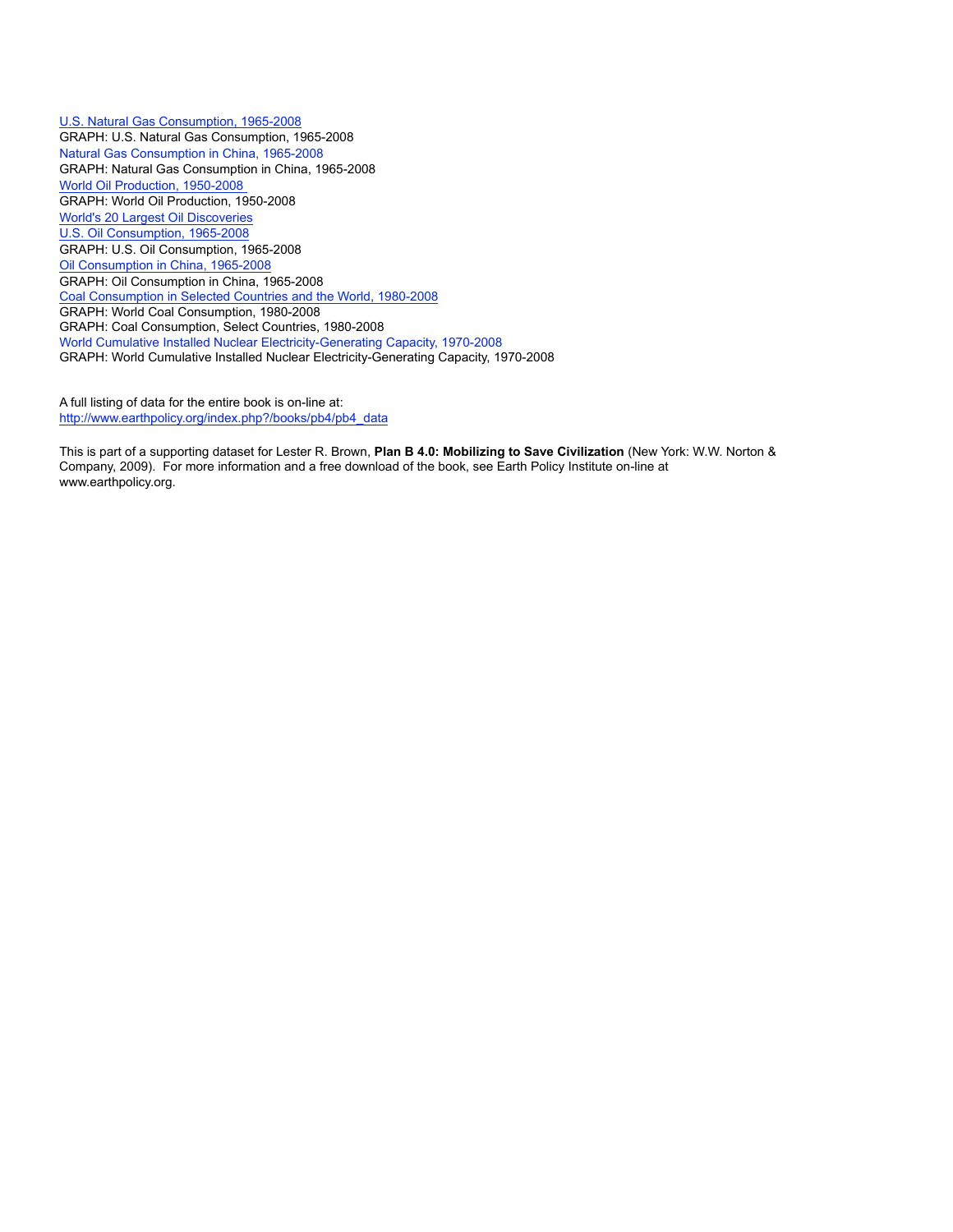U.S. Natural Gas Consumption, 1965-2008
GRAPH: U.S. Natural Gas Consumption, 1965-2008
Natural Gas Consumption in China, 1965-2008
GRAPH: Natural Gas Consumption in China, 1965-2008
World Oil Production, 1950-2008
GRAPH: World Oil Production, 1950-2008
World's 20 Largest Oil Discoveries
U.S. Oil Consumption, 1965-2008
GRAPH: U.S. Oil Consumption, 1965-2008
Oil Consumption in China, 1965-2008
GRAPH: Oil Consumption in China, 1965-2008
Coal Consumption in Selected Countries and the World, 1980-2008
GRAPH: World Coal Consumption, 1980-2008
GRAPH: Coal Consumption, Select Countries, 1980-2008
World Cumulative Installed Nuclear Electricity-Generating Capacity, 1970-2008
GRAPH: World Cumulative Installed Nuclear Electricity-Generating Capacity, 1970-2008

A full listing of data for the entire book is on-line at:
http://www.earthpolicy.org/index.php?/books/pb4/pb4_data

This is part of a supporting dataset for Lester R. Brown, **Plan B 4.0: Mobilizing to Save Civilization** (New York: W.W. Norton & Company, 2009). For more information and a free download of the book, see Earth Policy Institute on-line at www.earthpolicy.org.